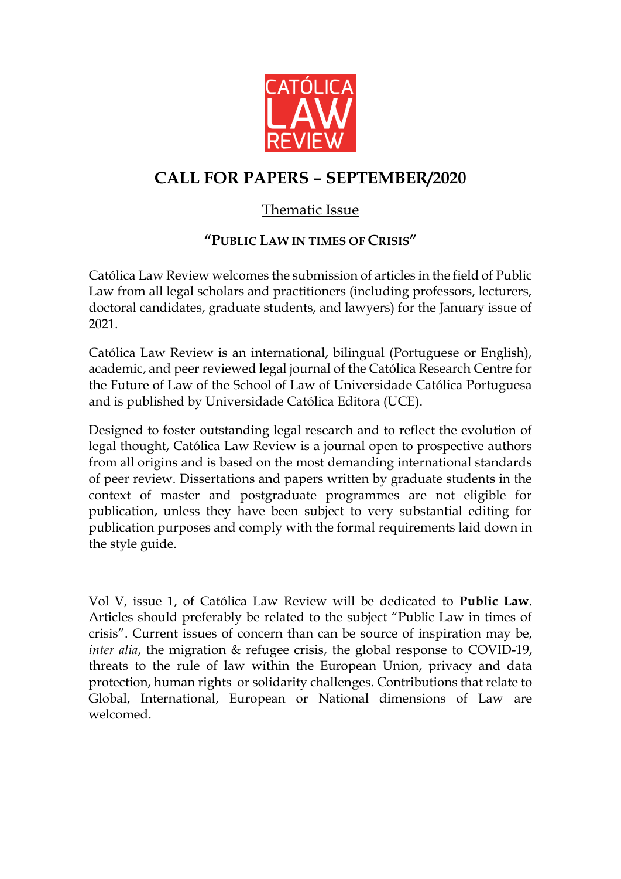CATÓLICA LAW REVIEW

# CALL FOR PAPERS – SEPTEMBER/2020

## Thematic Issue

### "PUBLIC LAW IN TIMES OF CRISIS"

Católica Law Review welcomes the submission of articles in the field of Public Law from all legal scholars and practitioners (including professors, lecturers, doctoral candidates, graduate students, and lawyers) for the January issue of 2021.

Católica Law Review is an international, bilingual (Portuguese or English), academic, and peer reviewed legal journal of the Católica Research Centre for the Future of Law of the School of Law of Universidade Católica Portuguesa and is published by Universidade Católica Editora (UCE).

Designed to foster outstanding legal research and to reflect the evolution of legal thought, Católica Law Review is a journal open to prospective authors from all origins and is based on the most demanding international standards of peer review. Dissertations and papers written by graduate students in the context of master and postgraduate programmes are not eligible for publication, unless they have been subject to very substantial editing for publication purposes and comply with the formal requirements laid down in the style guide.

Vol V, issue 1, of Católica Law Review will be dedicated to **Public Law**. Articles should preferably be related to the subject "Public Law in times of crisis". Current issues of concern than can be source of inspiration may be, *inter alia*, the migration & refugee crisis, the global response to COVID-19, threats to the rule of law within the European Union, privacy and data protection, human rights or solidarity challenges. Contributions that relate to Global, International, European or National dimensions of Law are welcomed.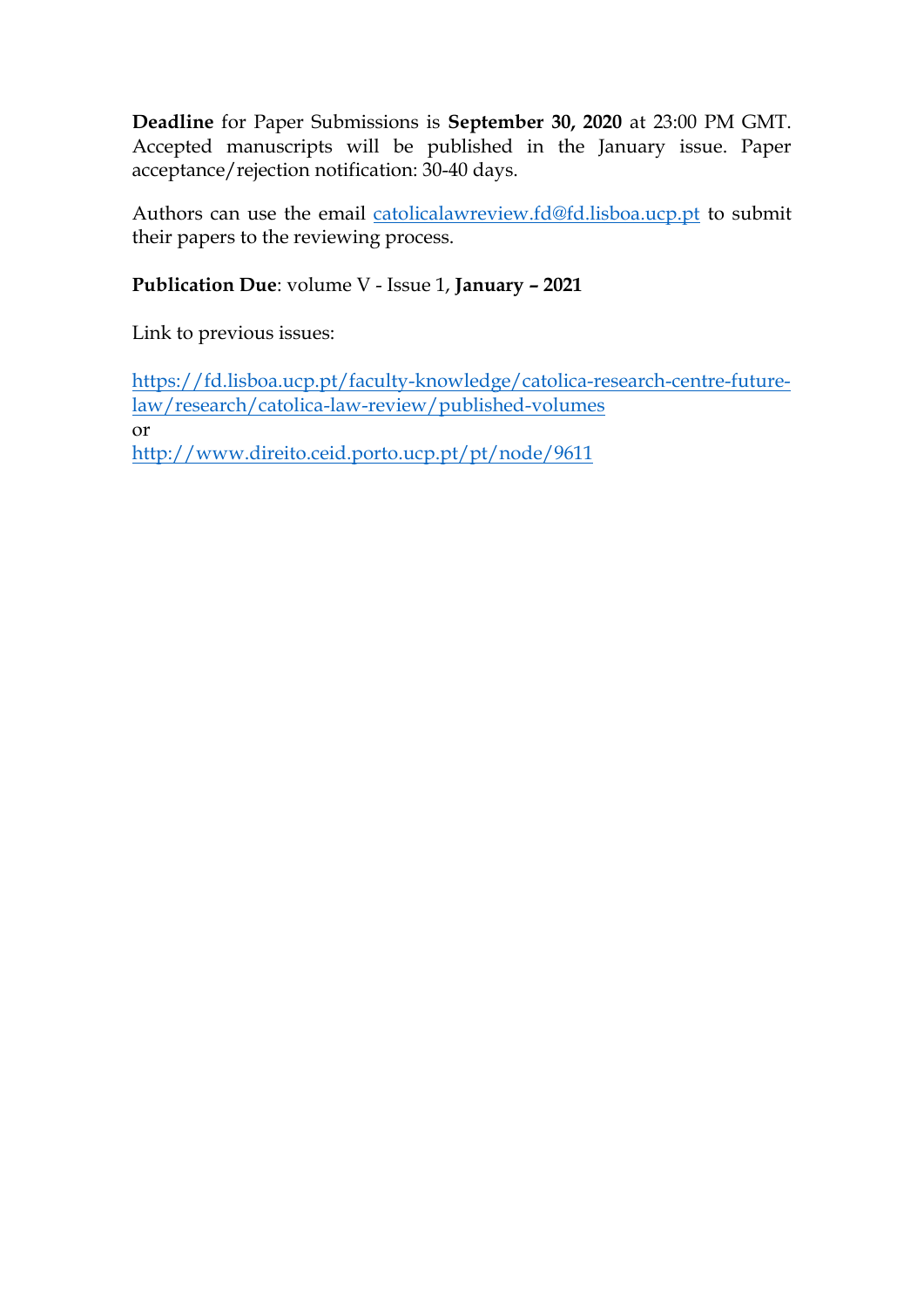**Deadline** for Paper Submissions is **September 30, 2020** at 23:00 PM GMT. Accepted manuscripts will be published in the January issue. Paper acceptance/rejection notification: 30-40 days.

Authors can use the email catolicalawreview.fd@fd.lisboa.ucp.pt to submit their papers to the reviewing process.

**Publication Due**: volume V - Issue 1, **January – 2021**

Link to previous issues:

https://fd.lisboa.ucp.pt/faculty-knowledge/catolica-research-centre-future-law/research/catolica-law-review/published-volumes
or
http://www.direito.ceid.porto.ucp.pt/pt/node/9611